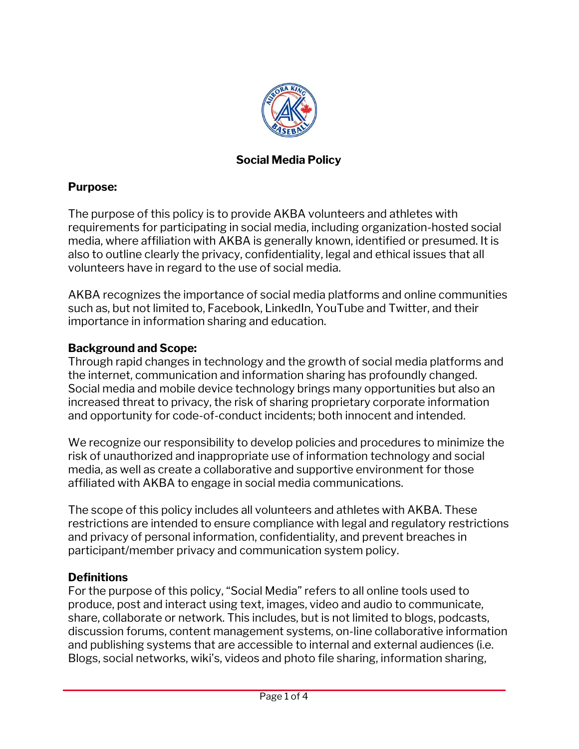# Social Media Policy

## Purpose:

The purpose of this policy is to provide AKBA volunteers and athletes with requirements for participating in social media, including organization-hosted social media, where affiliation with AKBA is generally known, identified or presumed. It is also to outline clearly the privacy, confidentiality, legal and ethical issues that all volunteers have in regard to the use of social media.

AKBA recognizes the importance of social media platforms and online communities such as, but not limited to, Facebook, LinkedIn, YouTube and Twitter, and their importance in information sharing and education.

## Background and Scope:

Through rapid changes in technology and the growth of social media platforms and the internet, communication and information sharing has profoundly changed. Social media and mobile device technology brings many opportunities but also an increased threat to privacy, the risk of sharing proprietary corporate information and opportunity for code-of-conduct incidents; both innocent and intended.

We recognize our responsibility to develop policies and procedures to minimize the risk of unauthorized and inappropriate use of information technology and social media, as well as create a collaborative and supportive environment for those affiliated with AKBA to engage in social media communications.

The scope of this policy includes all volunteers and athletes with AKBA. These restrictions are intended to ensure compliance with legal and regulatory restrictions and privacy of personal information, confidentiality, and prevent breaches in participant/member privacy and communication system policy.

## Definitions

For the purpose of this policy, "Social Media" refers to all online tools used to produce, post and interact using text, images, video and audio to communicate, share, collaborate or network. This includes, but is not limited to blogs, podcasts, discussion forums, content management systems, on-line collaborative information and publishing systems that are accessible to internal and external audiences (i.e. Blogs, social networks, wiki's, videos and photo file sharing, information sharing,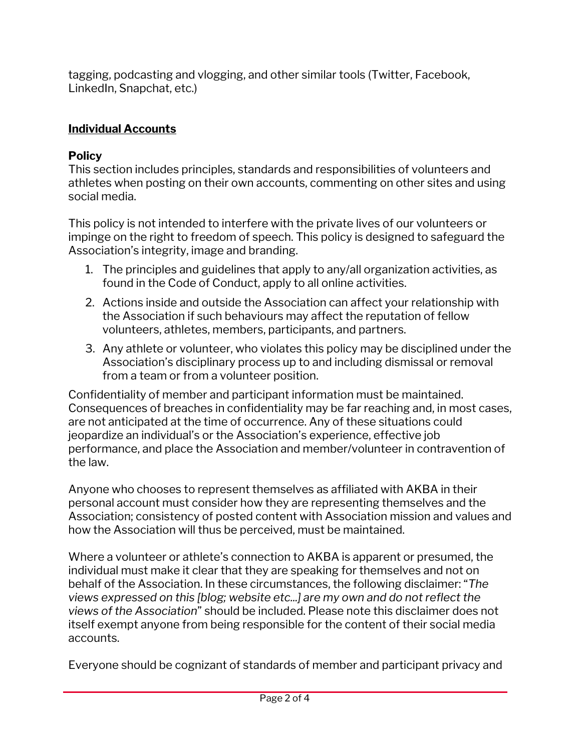tagging, podcasting and vlogging, and other similar tools (Twitter, Facebook, LinkedIn, Snapchat, etc.)

## Individual Accounts

### Policy

This section includes principles, standards and responsibilities of volunteers and athletes when posting on their own accounts, commenting on other sites and using social media.

This policy is not intended to interfere with the private lives of our volunteers or impinge on the right to freedom of speech. This policy is designed to safeguard the Association's integrity, image and branding.

1. The principles and guidelines that apply to any/all organization activities, as found in the Code of Conduct, apply to all online activities.
2. Actions inside and outside the Association can affect your relationship with the Association if such behaviours may affect the reputation of fellow volunteers, athletes, members, participants, and partners.
3. Any athlete or volunteer, who violates this policy may be disciplined under the Association's disciplinary process up to and including dismissal or removal from a team or from a volunteer position.

Confidentiality of member and participant information must be maintained. Consequences of breaches in confidentiality may be far reaching and, in most cases, are not anticipated at the time of occurrence. Any of these situations could jeopardize an individual's or the Association's experience, effective job performance, and place the Association and member/volunteer in contravention of the law.

Anyone who chooses to represent themselves as affiliated with AKBA in their personal account must consider how they are representing themselves and the Association; consistency of posted content with Association mission and values and how the Association will thus be perceived, must be maintained.

Where a volunteer or athlete's connection to AKBA is apparent or presumed, the individual must make it clear that they are speaking for themselves and not on behalf of the Association. In these circumstances, the following disclaimer: "*The views expressed on this [blog; website etc...] are my own and do not reflect the views of the Association*" should be included. Please note this disclaimer does not itself exempt anyone from being responsible for the content of their social media accounts.

Everyone should be cognizant of standards of member and participant privacy and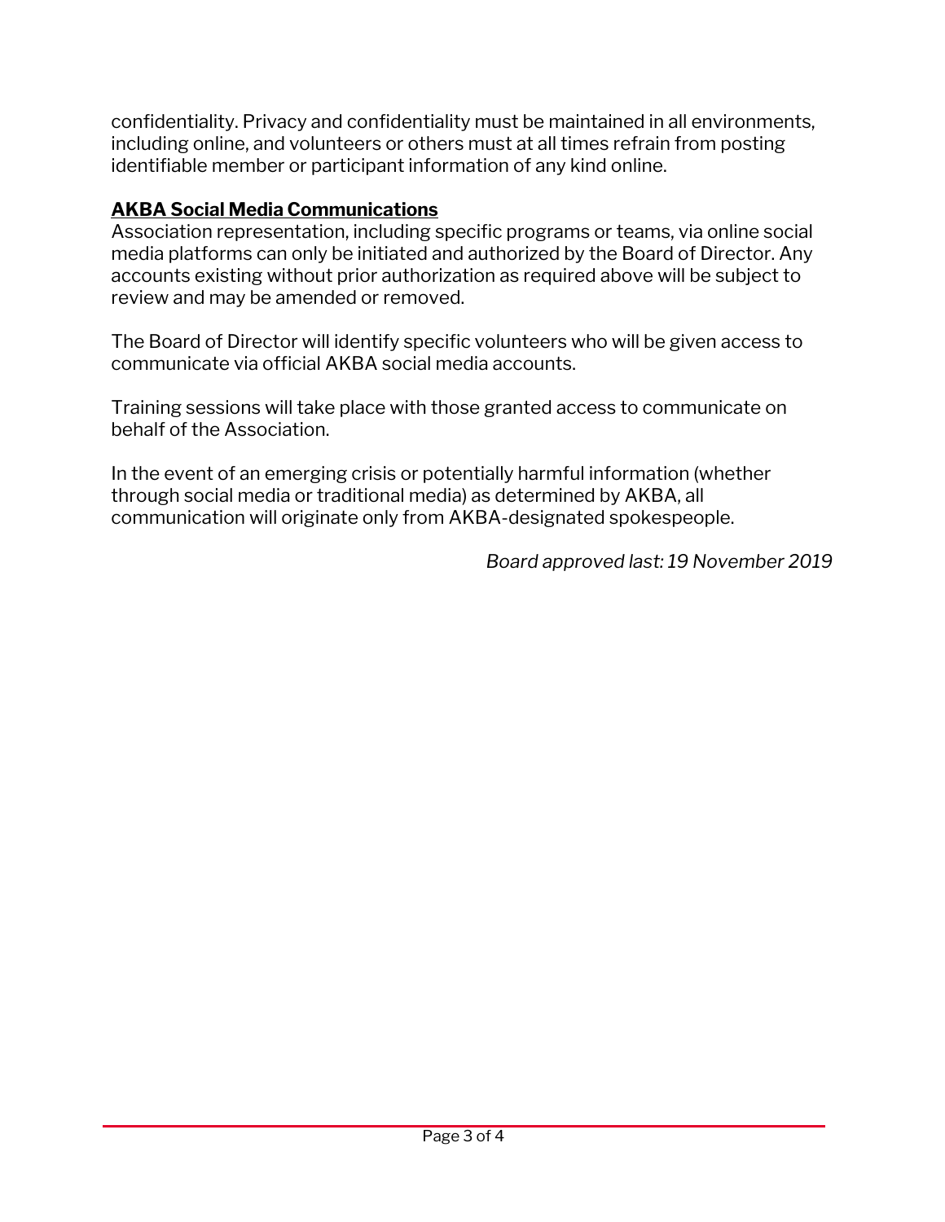confidentiality. Privacy and confidentiality must be maintained in all environments, including online, and volunteers or others must at all times refrain from posting identifiable member or participant information of any kind online.

**AKBA Social Media Communications**

Association representation, including specific programs or teams, via online social media platforms can only be initiated and authorized by the Board of Director. Any accounts existing without prior authorization as required above will be subject to review and may be amended or removed.

The Board of Director will identify specific volunteers who will be given access to communicate via official AKBA social media accounts.

Training sessions will take place with those granted access to communicate on behalf of the Association.

In the event of an emerging crisis or potentially harmful information (whether through social media or traditional media) as determined by AKBA, all communication will originate only from AKBA-designated spokespeople.

*Board approved last: 19 November 2019*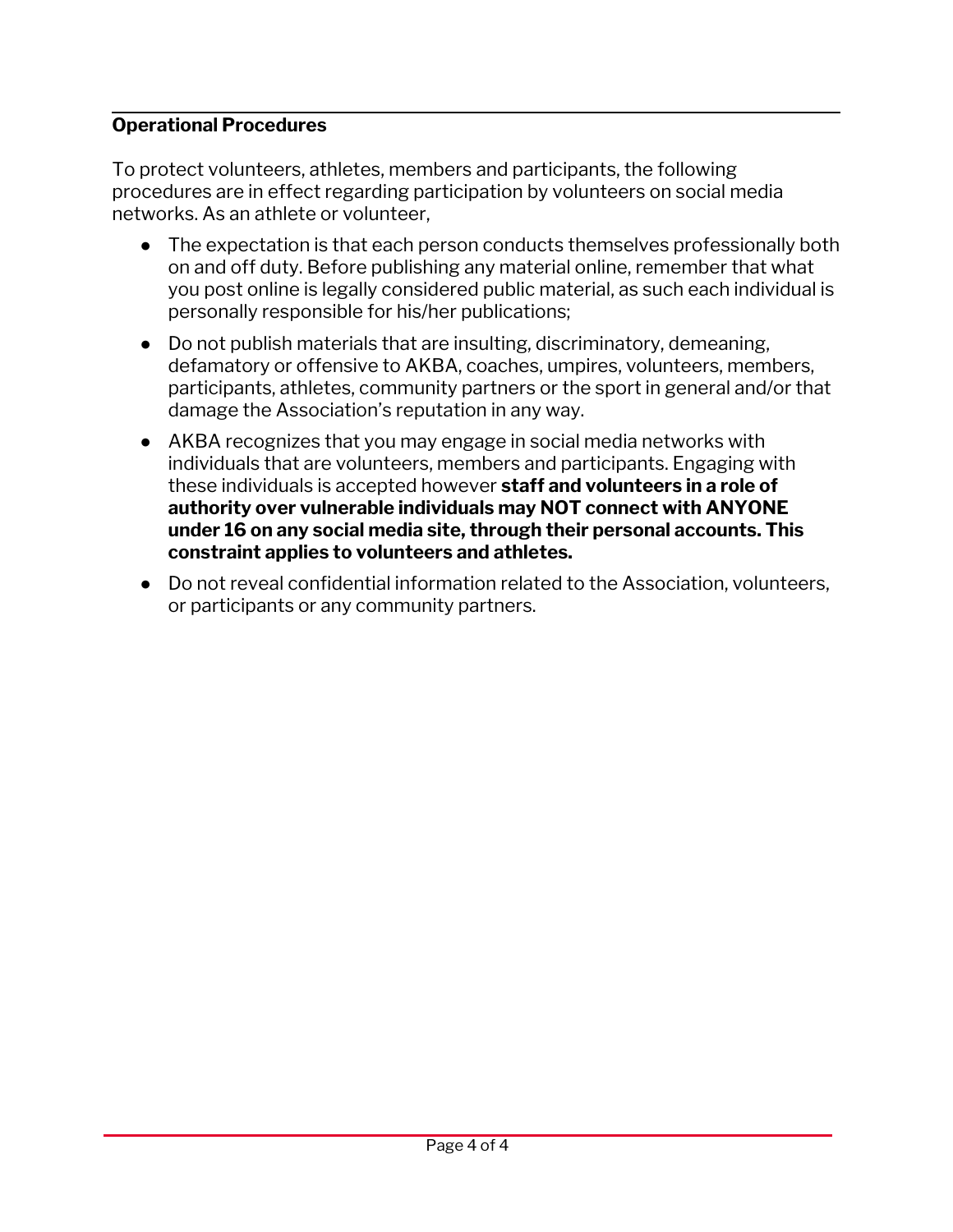**Operational Procedures**

To protect volunteers, athletes, members and participants, the following procedures are in effect regarding participation by volunteers on social media networks. As an athlete or volunteer,

- The expectation is that each person conducts themselves professionally both on and off duty. Before publishing any material online, remember that what you post online is legally considered public material, as such each individual is personally responsible for his/her publications;
- Do not publish materials that are insulting, discriminatory, demeaning, defamatory or offensive to AKBA, coaches, umpires, volunteers, members, participants, athletes, community partners or the sport in general and/or that damage the Association's reputation in any way.
- AKBA recognizes that you may engage in social media networks with individuals that are volunteers, members and participants. Engaging with these individuals is accepted however **staff and volunteers in a role of authority over vulnerable individuals may NOT connect with ANYONE under 16 on any social media site, through their personal accounts. This constraint applies to volunteers and athletes.**
- Do not reveal confidential information related to the Association, volunteers, or participants or any community partners.